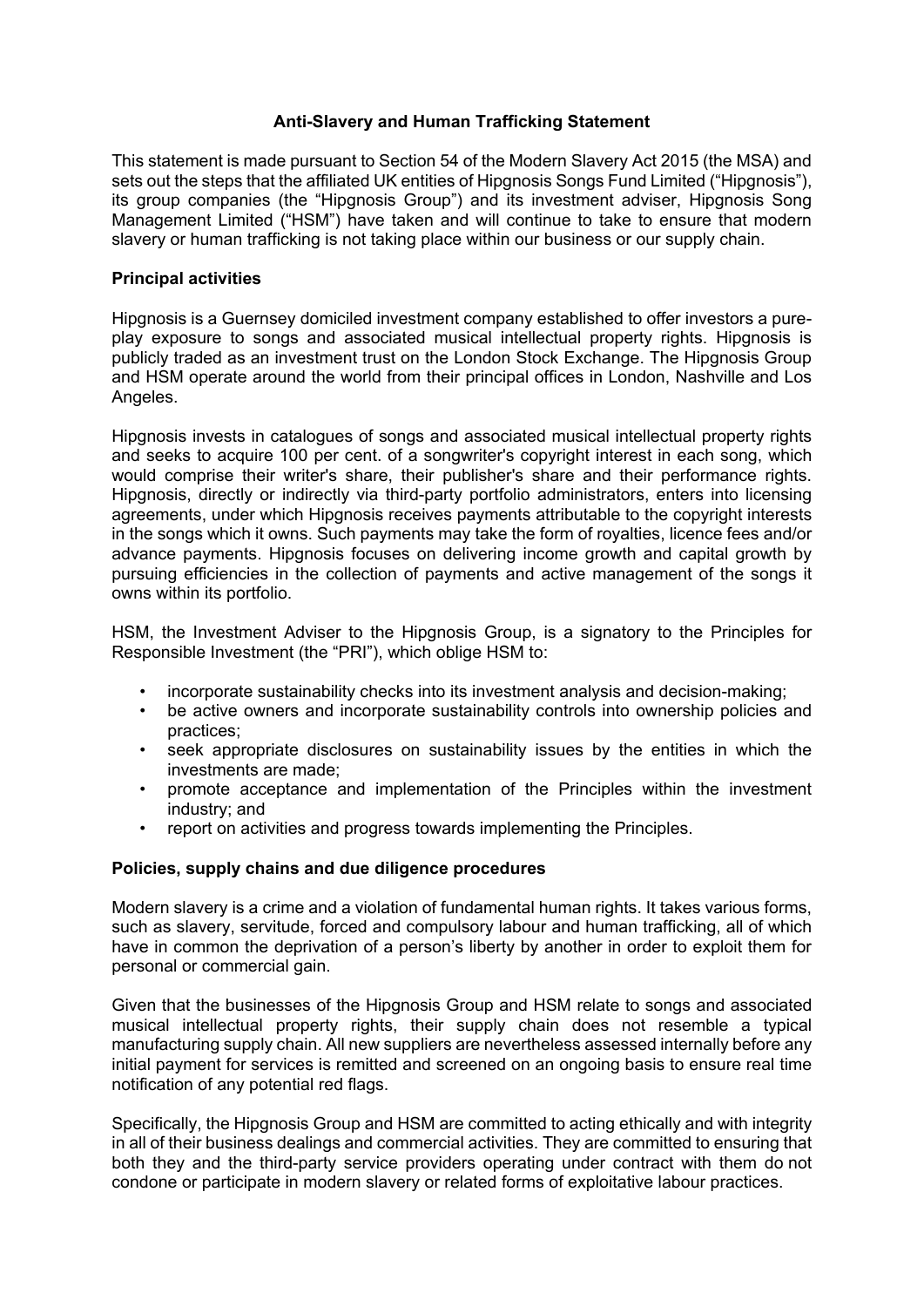# Anti-Slavery and Human Trafficking Statement

This statement is made pursuant to Section 54 of the Modern Slavery Act 2015 (the MSA) and sets out the steps that the affiliated UK entities of Hipgnosis Songs Fund Limited ("Hipgnosis"), its group companies (the "Hipgnosis Group") and its investment adviser, Hipgnosis Song Management Limited ("HSM") have taken and will continue to take to ensure that modern slavery or human trafficking is not taking place within our business or our supply chain.

## Principal activities

Hipgnosis is a Guernsey domiciled investment company established to offer investors a pure-play exposure to songs and associated musical intellectual property rights. Hipgnosis is publicly traded as an investment trust on the London Stock Exchange. The Hipgnosis Group and HSM operate around the world from their principal offices in London, Nashville and Los Angeles.

Hipgnosis invests in catalogues of songs and associated musical intellectual property rights and seeks to acquire 100 per cent. of a songwriter's copyright interest in each song, which would comprise their writer's share, their publisher's share and their performance rights. Hipgnosis, directly or indirectly via third-party portfolio administrators, enters into licensing agreements, under which Hipgnosis receives payments attributable to the copyright interests in the songs which it owns. Such payments may take the form of royalties, licence fees and/or advance payments. Hipgnosis focuses on delivering income growth and capital growth by pursuing efficiencies in the collection of payments and active management of the songs it owns within its portfolio.

HSM, the Investment Adviser to the Hipgnosis Group, is a signatory to the Principles for Responsible Investment (the "PRI"), which oblige HSM to:

- incorporate sustainability checks into its investment analysis and decision-making;
- be active owners and incorporate sustainability controls into ownership policies and practices;
- seek appropriate disclosures on sustainability issues by the entities in which the investments are made;
- promote acceptance and implementation of the Principles within the investment industry; and
- report on activities and progress towards implementing the Principles.

## Policies, supply chains and due diligence procedures

Modern slavery is a crime and a violation of fundamental human rights. It takes various forms, such as slavery, servitude, forced and compulsory labour and human trafficking, all of which have in common the deprivation of a person's liberty by another in order to exploit them for personal or commercial gain.

Given that the businesses of the Hipgnosis Group and HSM relate to songs and associated musical intellectual property rights, their supply chain does not resemble a typical manufacturing supply chain. All new suppliers are nevertheless assessed internally before any initial payment for services is remitted and screened on an ongoing basis to ensure real time notification of any potential red flags.

Specifically, the Hipgnosis Group and HSM are committed to acting ethically and with integrity in all of their business dealings and commercial activities. They are committed to ensuring that both they and the third-party service providers operating under contract with them do not condone or participate in modern slavery or related forms of exploitative labour practices.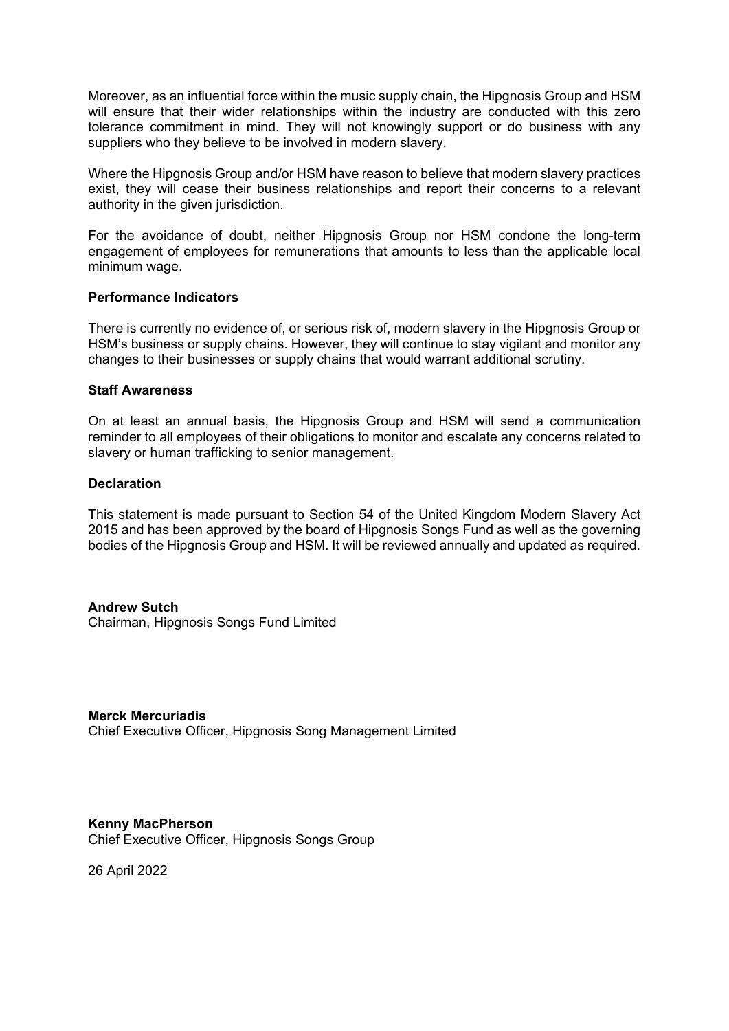Moreover, as an influential force within the music supply chain, the Hipgnosis Group and HSM will ensure that their wider relationships within the industry are conducted with this zero tolerance commitment in mind. They will not knowingly support or do business with any suppliers who they believe to be involved in modern slavery.

Where the Hipgnosis Group and/or HSM have reason to believe that modern slavery practices exist, they will cease their business relationships and report their concerns to a relevant authority in the given jurisdiction.

For the avoidance of doubt, neither Hipgnosis Group nor HSM condone the long-term engagement of employees for remunerations that amounts to less than the applicable local minimum wage.

**Performance Indicators**

There is currently no evidence of, or serious risk of, modern slavery in the Hipgnosis Group or HSM's business or supply chains. However, they will continue to stay vigilant and monitor any changes to their businesses or supply chains that would warrant additional scrutiny.

**Staff Awareness**

On at least an annual basis, the Hipgnosis Group and HSM will send a communication reminder to all employees of their obligations to monitor and escalate any concerns related to slavery or human trafficking to senior management.

**Declaration**

This statement is made pursuant to Section 54 of the United Kingdom Modern Slavery Act 2015 and has been approved by the board of Hipgnosis Songs Fund as well as the governing bodies of the Hipgnosis Group and HSM. It will be reviewed annually and updated as required.

**Andrew Sutch**
Chairman, Hipgnosis Songs Fund Limited

**Merck Mercuriadis**
Chief Executive Officer, Hipgnosis Song Management Limited

**Kenny MacPherson**
Chief Executive Officer, Hipgnosis Songs Group

26 April 2022